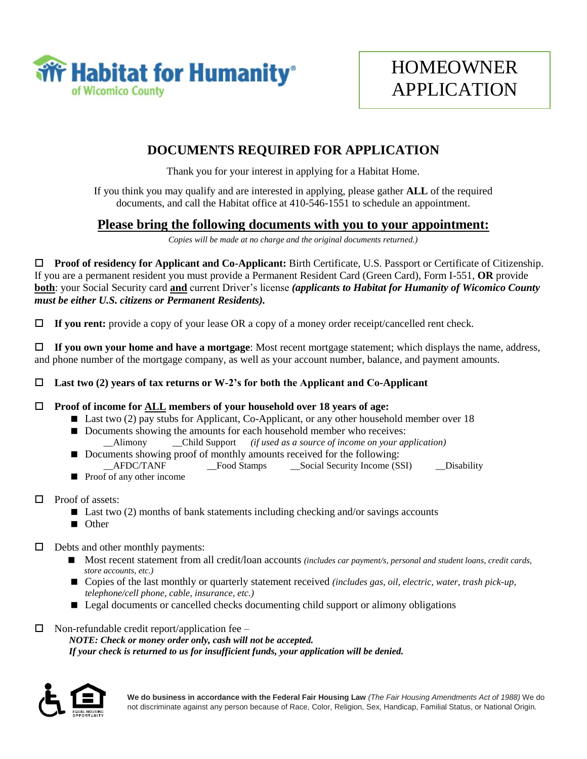Habitat for Humanity of Wicomico County

# HOMEOWNER APPLICATION

## DOCUMENTS REQUIRED FOR APPLICATION

Thank you for your interest in applying for a Habitat Home.

If you think you may qualify and are interested in applying, please gather **ALL** of the required documents, and call the Habitat office at 410-546-1551 to schedule an appointment.

## Please bring the following documents with you to your appointment:

*Copies will be made at no charge and the original documents returned.)*

☐ **Proof of residency for Applicant and Co-Applicant:** Birth Certificate, U.S. Passport or Certificate of Citizenship. If you are a permanent resident you must provide a Permanent Resident Card (Green Card), Form I-551, **OR** provide **both**: your Social Security card **and** current Driver's license ***(applicants to Habitat for Humanity of Wicomico County must be either U.S. citizens or Permanent Residents).***

☐ **If you rent:** provide a copy of your lease OR a copy of a money order receipt/cancelled rent check.

☐ **If you own your home and have a mortgage**: Most recent mortgage statement; which displays the name, address, and phone number of the mortgage company, as well as your account number, balance, and payment amounts.

☐ **Last two (2) years of tax returns or W-2's for both the Applicant and Co-Applicant**

☐ **Proof of income for ALL members of your household over 18 years of age:**

- Last two (2) pay stubs for Applicant, Co-Applicant, or any other household member over 18
- Documents showing the amounts for each household member who receives:
  __Alimony __Child Support *(if used as a source of income on your application)*
- Documents showing proof of monthly amounts received for the following:
  __AFDC/TANF __Food Stamps __Social Security Income (SSI) __Disability
- Proof of any other income

☐ Proof of assets:

- Last two (2) months of bank statements including checking and/or savings accounts
- Other

☐ Debts and other monthly payments:

- Most recent statement from all credit/loan accounts *(includes car payment/s, personal and student loans, credit cards, store accounts, etc.)*
- Copies of the last monthly or quarterly statement received *(includes gas, oil, electric, water, trash pick-up, telephone/cell phone, cable, insurance, etc.)*
- Legal documents or cancelled checks documenting child support or alimony obligations

☐ Non-refundable credit report/application fee –
***NOTE: Check or money order only, cash will not be accepted.***
***If your check is returned to us for insufficient funds, your application will be denied.***

**We do business in accordance with the Federal Fair Housing Law** *(The Fair Housing Amendments Act of 1988)* We do not discriminate against any person because of Race, Color, Religion, Sex, Handicap, Familial Status, or National Origin.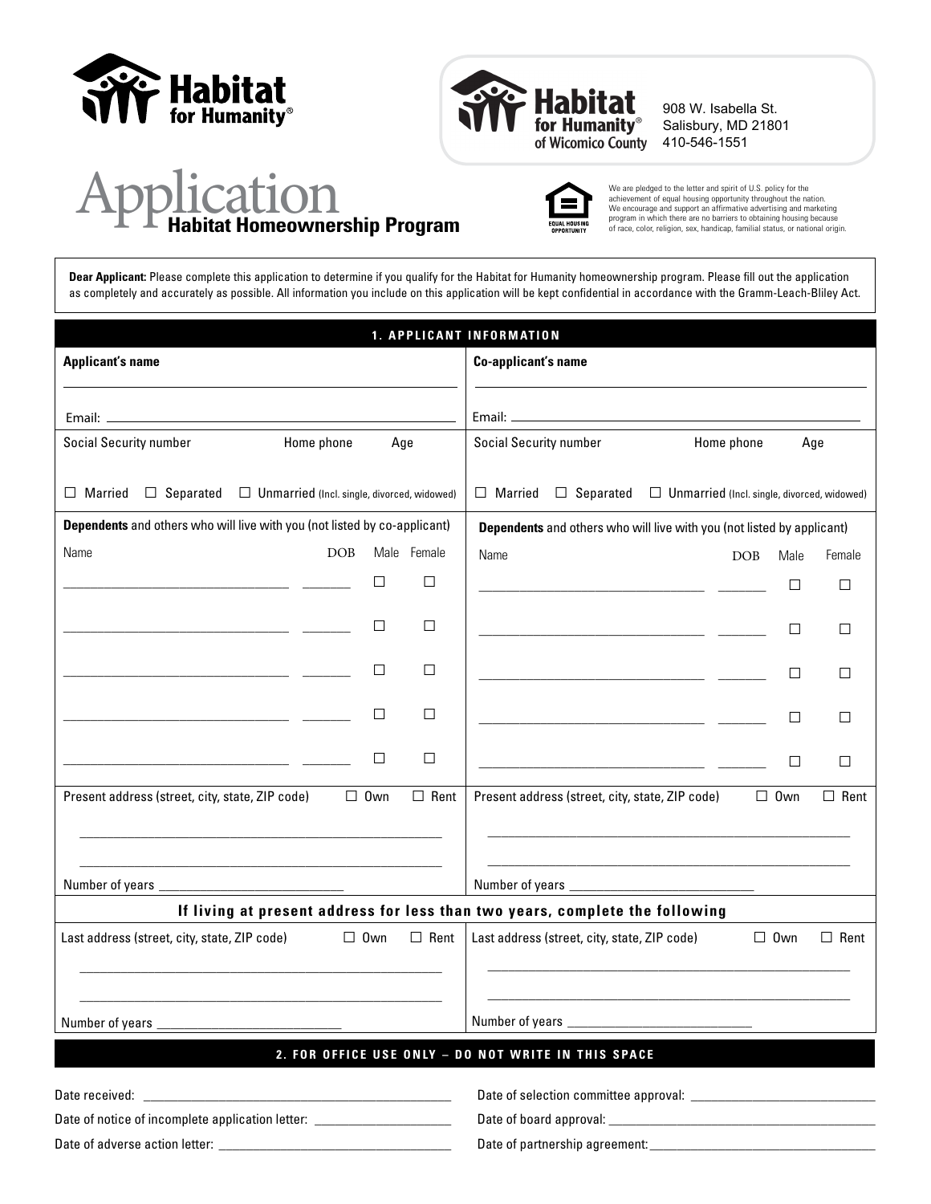Habitat for Humanity®

Habitat for Humanity® of Wicomico County
908 W. Isabella St.
Salisbury, MD 21801
410-546-1551

# Application
## Habitat Homeownership Program

We are pledged to the letter and spirit of U.S. policy for the achievement of equal housing opportunity throughout the nation. We encourage and support an affirmative advertising and marketing program in which there are no barriers to obtaining housing because of race, color, religion, sex, handicap, familial status, or national origin.

**Dear Applicant:** Please complete this application to determine if you qualify for the Habitat for Humanity homeownership program. Please fill out the application as completely and accurately as possible. All information you include on this application will be kept confidential in accordance with the Gramm-Leach-Bliley Act.

## 1. APPLICANT INFORMATION

| **Applicant's name** | **Co-applicant's name** |
|---|---|
| Email: | Email: |
| Social Security number / Home phone / Age | Social Security number / Home phone / Age |
| ☐ Married ☐ Separated ☐ Unmarried (Incl. single, divorced, widowed) | ☐ Married ☐ Separated ☐ Unmarried (Incl. single, divorced, widowed) |

**Dependents** and others who will live with you (not listed by co-applicant)

| Name | DOB | Male | Female |
|---|---|---|---|
| | | ☐ | ☐ |
| | | ☐ | ☐ |
| | | ☐ | ☐ |
| | | ☐ | ☐ |
| | | ☐ | ☐ |

**Dependents** and others who will live with you (not listed by applicant)

| Name | DOB | Male | Female |
|---|---|---|---|
| | | ☐ | ☐ |
| | | ☐ | ☐ |
| | | ☐ | ☐ |
| | | ☐ | ☐ |
| | | ☐ | ☐ |

| Applicant | Co-applicant |
|---|---|
| Present address (street, city, state, ZIP code) ☐ Own ☐ Rent | Present address (street, city, state, ZIP code) ☐ Own ☐ Rent |
| Number of years ______ | Number of years ______ |

### If living at present address for less than two years, complete the following

| Applicant | Co-applicant |
|---|---|
| Last address (street, city, state, ZIP code) ☐ Own ☐ Rent | Last address (street, city, state, ZIP code) ☐ Own ☐ Rent |
| Number of years ______ | Number of years ______ |

## 2. FOR OFFICE USE ONLY – DO NOT WRITE IN THIS SPACE

Date received: ______

Date of notice of incomplete application letter: ______

Date of adverse action letter: ______

Date of selection committee approval: ______

Date of board approval: ______

Date of partnership agreement: ______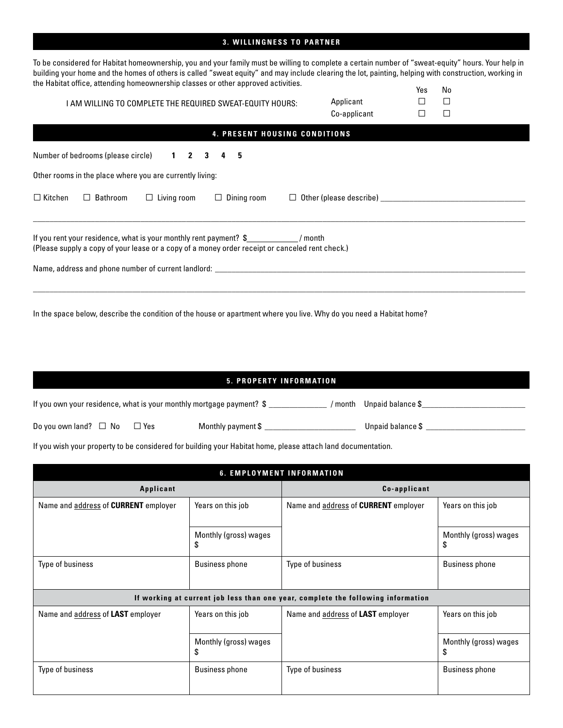## 3. WILLINGNESS TO PARTNER

To be considered for Habitat homeownership, you and your family must be willing to complete a certain number of "sweat-equity" hours. Your help in building your home and the homes of others is called "sweat equity" and may include clearing the lot, painting, helping with construction, working in the Habitat office, attending homeownership classes or other approved activities.

| I AM WILLING TO COMPLETE THE REQUIRED SWEAT-EQUITY HOURS: | | Yes | No |
|---|---|---|---|
| | Applicant | ☐ | ☐ |
| | Co-applicant | ☐ | ☐ |

## 4. PRESENT HOUSING CONDITIONS

Number of bedrooms (please circle) **1 2 3 4 5**

Other rooms in the place where you are currently living:

☐ Kitchen ☐ Bathroom ☐ Living room ☐ Dining room ☐ Other (please describe) ___________________________

___________________________________________________________________________

If you rent your residence, what is your monthly rent payment? $____________ / month
(Please supply a copy of your lease or a copy of a money order receipt or canceled rent check.)

Name, address and phone number of current landlord: ___________________________________________

___________________________________________________________________________

In the space below, describe the condition of the house or apartment where you live. Why do you need a Habitat home?

## 5. PROPERTY INFORMATION

If you own your residence, what is your monthly mortgage payment? $ ______________ / month Unpaid balance $_______________________

Do you own land? ☐ No ☐ Yes Monthly payment $ ______________________ Unpaid balance $ _______________________

If you wish your property to be considered for building your Habitat home, please attach land documentation.

## 6. EMPLOYMENT INFORMATION

| **Applicant** | | **Co-applicant** | |
|---|---|---|---|
| Name and address of **CURRENT** employer | Years on this job | Name and address of **CURRENT** employer | Years on this job |
| | Monthly (gross) wages $ | | Monthly (gross) wages $ |
| Type of business | Business phone | Type of business | Business phone |
| **If working at current job less than one year, complete the following information** | | | |
| Name and address of **LAST** employer | Years on this job | Name and address of **LAST** employer | Years on this job |
| | Monthly (gross) wages $ | | Monthly (gross) wages $ |
| Type of business | Business phone | Type of business | Business phone |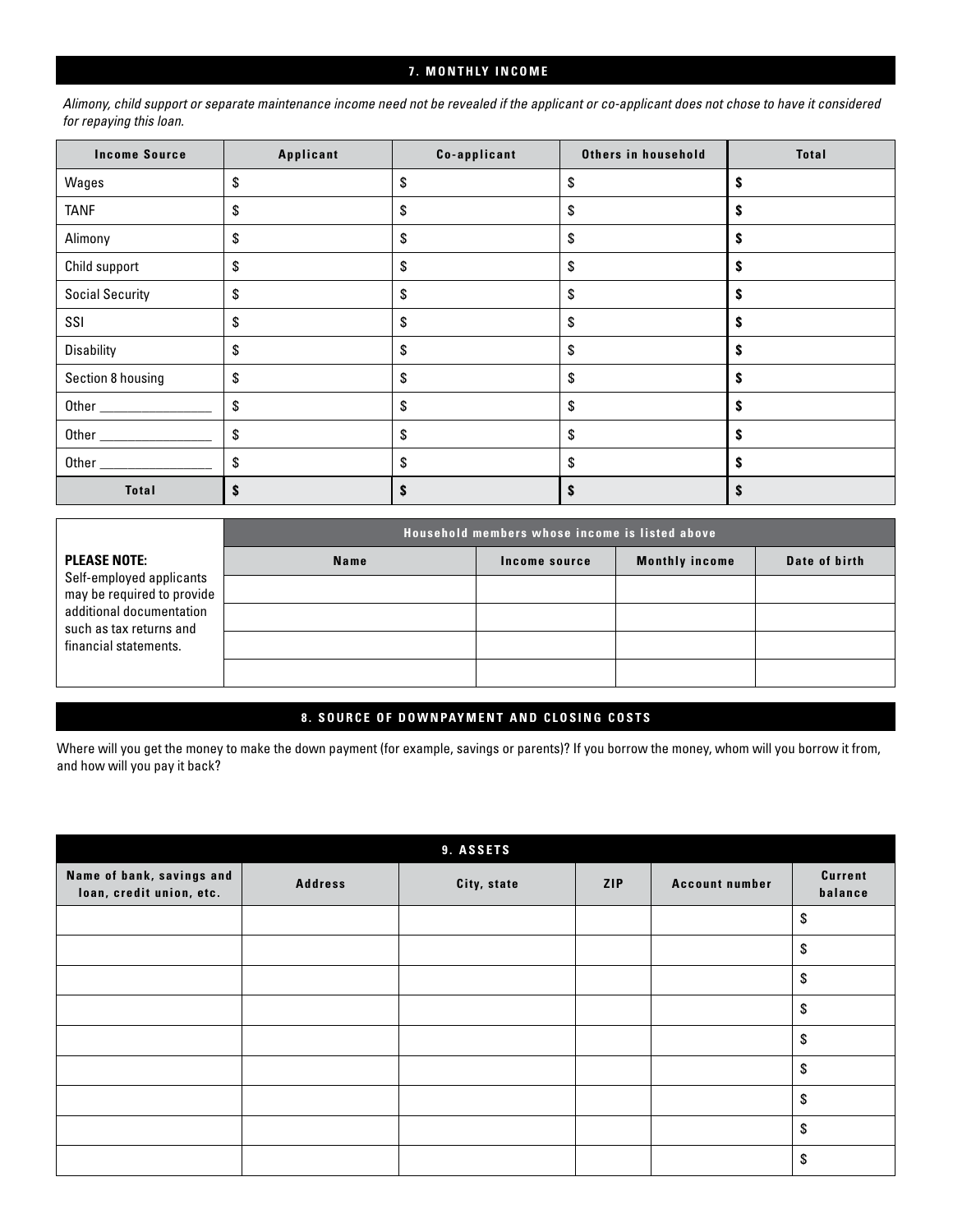## 7. MONTHLY INCOME

*Alimony, child support or separate maintenance income need not be revealed if the applicant or co-applicant does not chose to have it considered for repaying this loan.*

| Income Source | Applicant | Co-applicant | Others in household | Total |
|---|---|---|---|---|
| Wages | $ | $ | $ | **$** |
| TANF | $ | $ | $ | **$** |
| Alimony | $ | $ | $ | **$** |
| Child support | $ | $ | $ | **$** |
| Social Security | $ | $ | $ | **$** |
| SSI | $ | $ | $ | **$** |
| Disability | $ | $ | $ | **$** |
| Section 8 housing | $ | $ | $ | **$** |
| Other ________________ | $ | $ | $ | **$** |
| Other ________________ | $ | $ | $ | **$** |
| Other ________________ | $ | $ | $ | **$** |
| **Total** | **$** | **$** | **$** | **$** |

**PLEASE NOTE:**
Self-employed applicants may be required to provide additional documentation such as tax returns and financial statements.

| Household members whose income is listed above | | | |
|---|---|---|---|
| **Name** | **Income source** | **Monthly income** | **Date of birth** |
| | | | |
| | | | |
| | | | |
| | | | |

## 8. SOURCE OF DOWNPAYMENT AND CLOSING COSTS

Where will you get the money to make the down payment (for example, savings or parents)? If you borrow the money, whom will you borrow it from, and how will you pay it back?

## 9. ASSETS

| Name of bank, savings and loan, credit union, etc. | Address | City, state | ZIP | Account number | Current balance |
|---|---|---|---|---|---|
| | | | | | $ |
| | | | | | $ |
| | | | | | $ |
| | | | | | $ |
| | | | | | $ |
| | | | | | $ |
| | | | | | $ |
| | | | | | $ |
| | | | | | $ |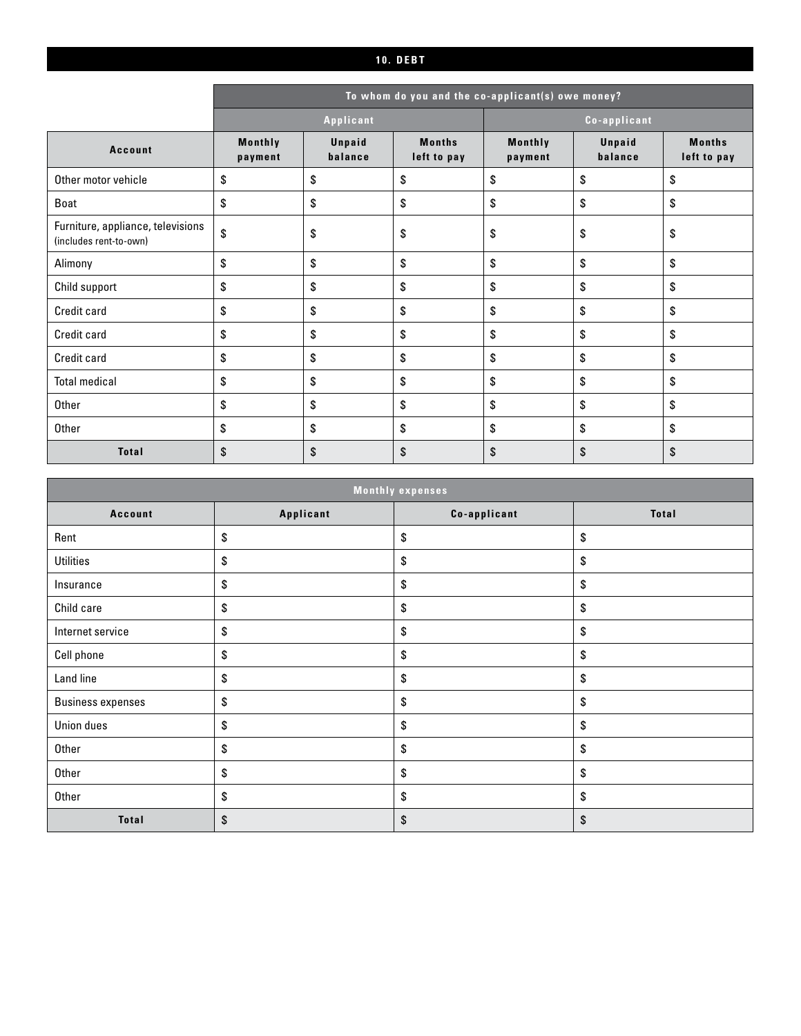## 10. DEBT

| | To whom do you and the co-applicant(s) owe money? | | | | | |
|---|---|---|---|---|---|---|
| | Applicant | | | Co-applicant | | |
| Account | Monthly payment | Unpaid balance | Months left to pay | Monthly payment | Unpaid balance | Months left to pay |
| Other motor vehicle | $ | $ | $ | $ | $ | $ |
| Boat | $ | $ | $ | $ | $ | $ |
| Furniture, appliance, televisions (includes rent-to-own) | $ | $ | $ | $ | $ | $ |
| Alimony | $ | $ | $ | $ | $ | $ |
| Child support | $ | $ | $ | $ | $ | $ |
| Credit card | $ | $ | $ | $ | $ | $ |
| Credit card | $ | $ | $ | $ | $ | $ |
| Credit card | $ | $ | $ | $ | $ | $ |
| Total medical | $ | $ | $ | $ | $ | $ |
| Other | $ | $ | $ | $ | $ | $ |
| Other | $ | $ | $ | $ | $ | $ |
| **Total** | $ | $ | $ | $ | $ | $ |

| Monthly expenses | | | |
|---|---|---|---|
| Account | Applicant | Co-applicant | Total |
| Rent | $ | $ | $ |
| Utilities | $ | $ | $ |
| Insurance | $ | $ | $ |
| Child care | $ | $ | $ |
| Internet service | $ | $ | $ |
| Cell phone | $ | $ | $ |
| Land line | $ | $ | $ |
| Business expenses | $ | $ | $ |
| Union dues | $ | $ | $ |
| Other | $ | $ | $ |
| Other | $ | $ | $ |
| Other | $ | $ | $ |
| **Total** | $ | $ | $ |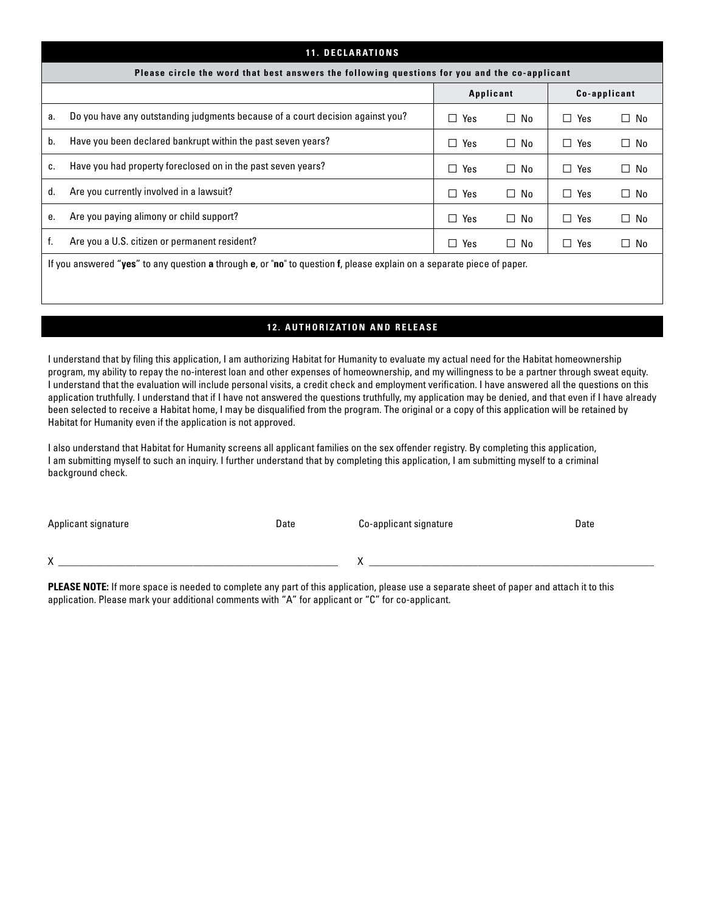## 11. DECLARATIONS

**Please circle the word that best answers the following questions for you and the co-applicant**

| | | Applicant | | Co-applicant | |
|---|---|---|---|---|---|
| a. | Do you have any outstanding judgments because of a court decision against you? | ☐ Yes | ☐ No | ☐ Yes | ☐ No |
| b. | Have you been declared bankrupt within the past seven years? | ☐ Yes | ☐ No | ☐ Yes | ☐ No |
| c. | Have you had property foreclosed on in the past seven years? | ☐ Yes | ☐ No | ☐ Yes | ☐ No |
| d. | Are you currently involved in a lawsuit? | ☐ Yes | ☐ No | ☐ Yes | ☐ No |
| e. | Are you paying alimony or child support? | ☐ Yes | ☐ No | ☐ Yes | ☐ No |
| f. | Are you a U.S. citizen or permanent resident? | ☐ Yes | ☐ No | ☐ Yes | ☐ No |

If you answered "**yes**" to any question **a** through **e**, or "**no**" to question **f**, please explain on a separate piece of paper.

## 12. AUTHORIZATION AND RELEASE

I understand that by filing this application, I am authorizing Habitat for Humanity to evaluate my actual need for the Habitat homeownership program, my ability to repay the no-interest loan and other expenses of homeownership, and my willingness to be a partner through sweat equity. I understand that the evaluation will include personal visits, a credit check and employment verification. I have answered all the questions on this application truthfully. I understand that if I have not answered the questions truthfully, my application may be denied, and that even if I have already been selected to receive a Habitat home, I may be disqualified from the program. The original or a copy of this application will be retained by Habitat for Humanity even if the application is not approved.

I also understand that Habitat for Humanity screens all applicant families on the sex offender registry. By completing this application, I am submitting myself to such an inquiry. I further understand that by completing this application, I am submitting myself to a criminal background check.

Applicant signature                Date                Co-applicant signature                Date

X ______________________________________________    X ______________________________________________

**PLEASE NOTE:** If more space is needed to complete any part of this application, please use a separate sheet of paper and attach it to this application. Please mark your additional comments with "A" for applicant or "C" for co-applicant.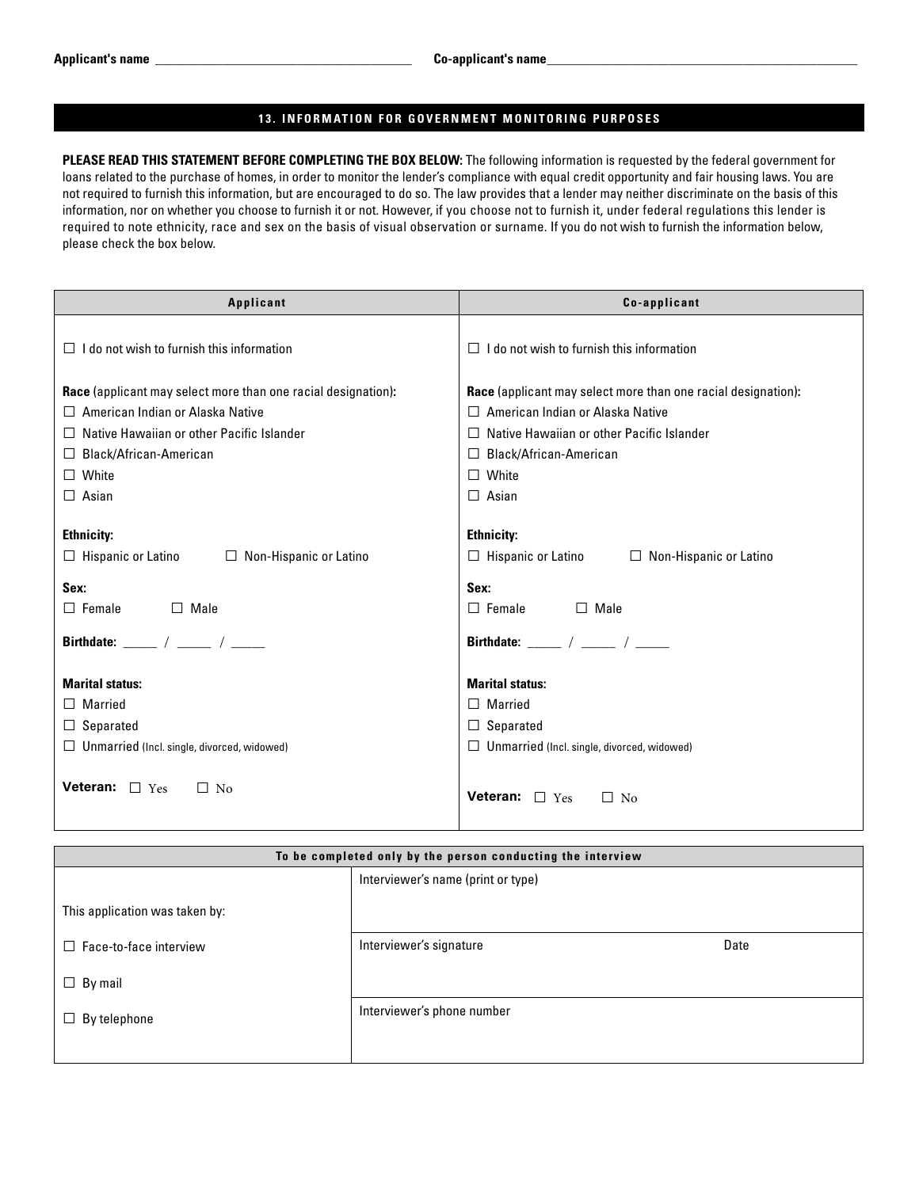Applicant's name ________________________________________ Co-applicant's name__________________________________________________

## 13. INFORMATION FOR GOVERNMENT MONITORING PURPOSES

**PLEASE READ THIS STATEMENT BEFORE COMPLETING THE BOX BELOW:** The following information is requested by the federal government for loans related to the purchase of homes, in order to monitor the lender's compliance with equal credit opportunity and fair housing laws. You are not required to furnish this information, but are encouraged to do so. The law provides that a lender may neither discriminate on the basis of this information, nor on whether you choose to furnish it or not. However, if you choose not to furnish it, under federal regulations this lender is required to note ethnicity, race and sex on the basis of visual observation or surname. If you do not wish to furnish the information below, please check the box below.

| Applicant | Co-applicant |
|---|---|
| ☐ I do not wish to furnish this information | ☐ I do not wish to furnish this information |
| **Race** (applicant may select more than one racial designation): | **Race** (applicant may select more than one racial designation): |
| ☐ American Indian or Alaska Native | ☐ American Indian or Alaska Native |
| ☐ Native Hawaiian or other Pacific Islander | ☐ Native Hawaiian or other Pacific Islander |
| ☐ Black/African-American | ☐ Black/African-American |
| ☐ White | ☐ White |
| ☐ Asian | ☐ Asian |
| **Ethnicity:** | **Ethnicity:** |
| ☐ Hispanic or Latino ☐ Non-Hispanic or Latino | ☐ Hispanic or Latino ☐ Non-Hispanic or Latino |
| **Sex:** | **Sex:** |
| ☐ Female ☐ Male | ☐ Female ☐ Male |
| **Birthdate:** _____ / _____ / _____ | **Birthdate:** _____ / _____ / _____ |
| **Marital status:** | **Marital status:** |
| ☐ Married | ☐ Married |
| ☐ Separated | ☐ Separated |
| ☐ Unmarried (Incl. single, divorced, widowed) | ☐ Unmarried (Incl. single, divorced, widowed) |
| **Veteran:** ☐ Yes ☐ No | **Veteran:** ☐ Yes ☐ No |

| To be completed only by the person conducting the interview | | |
|---|---|---|
| This application was taken by: | Interviewer's name (print or type) | |
| ☐ Face-to-face interview | Interviewer's signature | Date |
| ☐ By mail | | |
| ☐ By telephone | Interviewer's phone number | |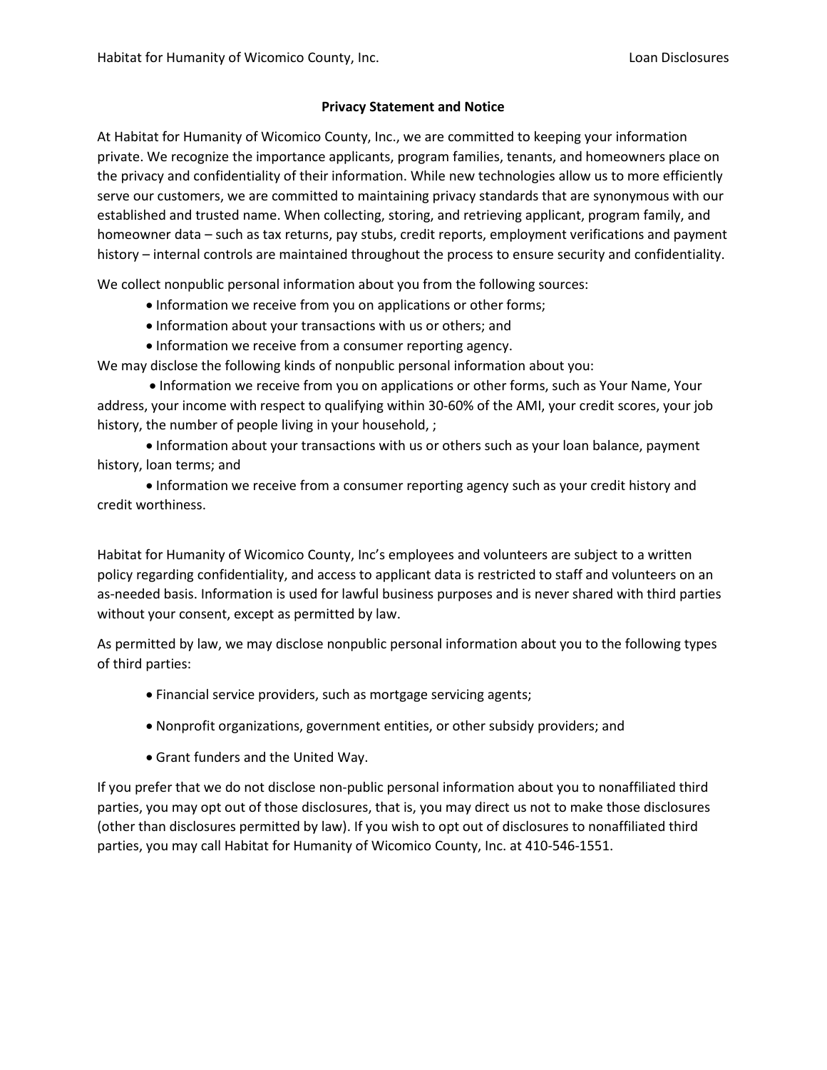**Privacy Statement and Notice**

At Habitat for Humanity of Wicomico County, Inc., we are committed to keeping your information private. We recognize the importance applicants, program families, tenants, and homeowners place on the privacy and confidentiality of their information. While new technologies allow us to more efficiently serve our customers, we are committed to maintaining privacy standards that are synonymous with our established and trusted name. When collecting, storing, and retrieving applicant, program family, and homeowner data – such as tax returns, pay stubs, credit reports, employment verifications and payment history – internal controls are maintained throughout the process to ensure security and confidentiality.

We collect nonpublic personal information about you from the following sources:

- Information we receive from you on applications or other forms;
- Information about your transactions with us or others; and
- Information we receive from a consumer reporting agency.

We may disclose the following kinds of nonpublic personal information about you:

- Information we receive from you on applications or other forms, such as Your Name, Your address, your income with respect to qualifying within 30-60% of the AMI, your credit scores, your job history, the number of people living in your household, ;
- Information about your transactions with us or others such as your loan balance, payment history, loan terms; and
- Information we receive from a consumer reporting agency such as your credit history and credit worthiness.

Habitat for Humanity of Wicomico County, Inc's employees and volunteers are subject to a written policy regarding confidentiality, and access to applicant data is restricted to staff and volunteers on an as-needed basis. Information is used for lawful business purposes and is never shared with third parties without your consent, except as permitted by law.

As permitted by law, we may disclose nonpublic personal information about you to the following types of third parties:

- Financial service providers, such as mortgage servicing agents;
- Nonprofit organizations, government entities, or other subsidy providers; and
- Grant funders and the United Way.

If you prefer that we do not disclose non-public personal information about you to nonaffiliated third parties, you may opt out of those disclosures, that is, you may direct us not to make those disclosures (other than disclosures permitted by law). If you wish to opt out of disclosures to nonaffiliated third parties, you may call Habitat for Humanity of Wicomico County, Inc. at 410-546-1551.